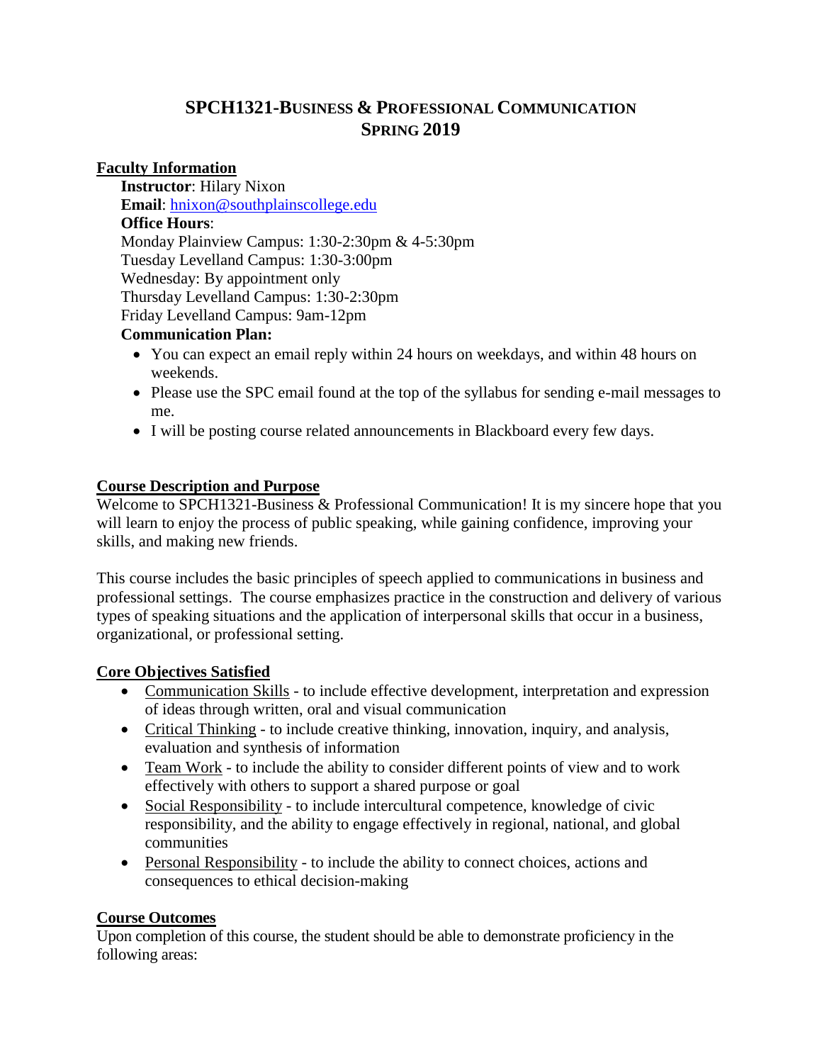# SPCH1321-Business & Professional Communication
## Spring 2019

**Faculty Information**

**Instructor**: Hilary Nixon
**Email**: hnixon@southplainscollege.edu
**Office Hours**:
Monday Plainview Campus: 1:30-2:30pm & 4-5:30pm
Tuesday Levelland Campus: 1:30-3:00pm
Wednesday: By appointment only
Thursday Levelland Campus: 1:30-2:30pm
Friday Levelland Campus: 9am-12pm

**Communication Plan:**

- You can expect an email reply within 24 hours on weekdays, and within 48 hours on weekends.
- Please use the SPC email found at the top of the syllabus for sending e-mail messages to me.
- I will be posting course related announcements in Blackboard every few days.

**Course Description and Purpose**

Welcome to SPCH1321-Business & Professional Communication! It is my sincere hope that you will learn to enjoy the process of public speaking, while gaining confidence, improving your skills, and making new friends.

This course includes the basic principles of speech applied to communications in business and professional settings. The course emphasizes practice in the construction and delivery of various types of speaking situations and the application of interpersonal skills that occur in a business, organizational, or professional setting.

**Core Objectives Satisfied**

- Communication Skills - to include effective development, interpretation and expression of ideas through written, oral and visual communication
- Critical Thinking - to include creative thinking, innovation, inquiry, and analysis, evaluation and synthesis of information
- Team Work - to include the ability to consider different points of view and to work effectively with others to support a shared purpose or goal
- Social Responsibility - to include intercultural competence, knowledge of civic responsibility, and the ability to engage effectively in regional, national, and global communities
- Personal Responsibility - to include the ability to connect choices, actions and consequences to ethical decision-making

**Course Outcomes**

Upon completion of this course, the student should be able to demonstrate proficiency in the following areas: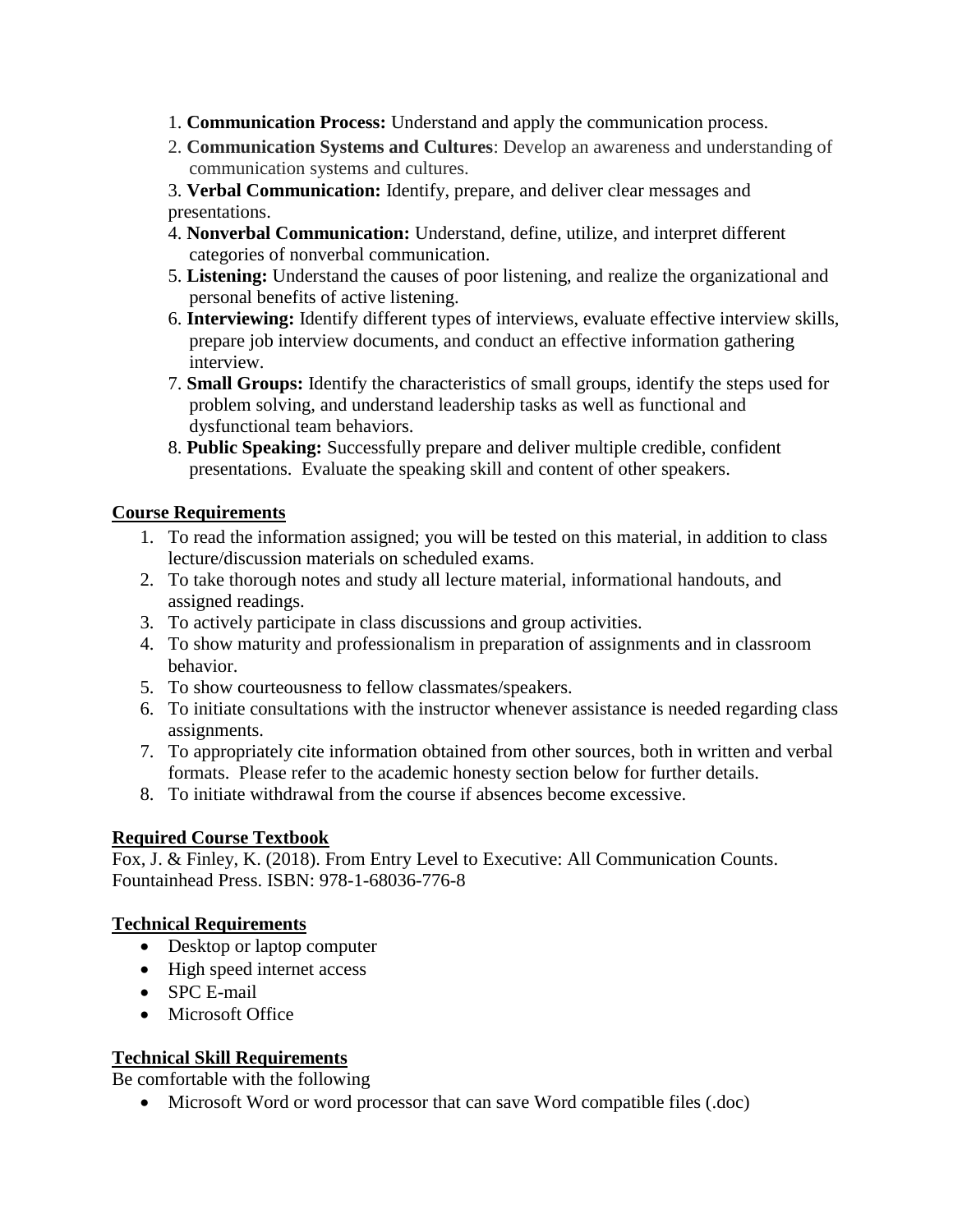1. **Communication Process:** Understand and apply the communication process.
2. **Communication Systems and Cultures**: Develop an awareness and understanding of communication systems and cultures.
3. **Verbal Communication:** Identify, prepare, and deliver clear messages and presentations.
4. **Nonverbal Communication:** Understand, define, utilize, and interpret different categories of nonverbal communication.
5. **Listening:** Understand the causes of poor listening, and realize the organizational and personal benefits of active listening.
6. **Interviewing:** Identify different types of interviews, evaluate effective interview skills, prepare job interview documents, and conduct an effective information gathering interview.
7. **Small Groups:** Identify the characteristics of small groups, identify the steps used for problem solving, and understand leadership tasks as well as functional and dysfunctional team behaviors.
8. **Public Speaking:** Successfully prepare and deliver multiple credible, confident presentations. Evaluate the speaking skill and content of other speakers.

## Course Requirements

1. To read the information assigned; you will be tested on this material, in addition to class lecture/discussion materials on scheduled exams.
2. To take thorough notes and study all lecture material, informational handouts, and assigned readings.
3. To actively participate in class discussions and group activities.
4. To show maturity and professionalism in preparation of assignments and in classroom behavior.
5. To show courteousness to fellow classmates/speakers.
6. To initiate consultations with the instructor whenever assistance is needed regarding class assignments.
7. To appropriately cite information obtained from other sources, both in written and verbal formats. Please refer to the academic honesty section below for further details.
8. To initiate withdrawal from the course if absences become excessive.

## Required Course Textbook

Fox, J. & Finley, K. (2018). From Entry Level to Executive: All Communication Counts. Fountainhead Press. ISBN: 978-1-68036-776-8

## Technical Requirements

- Desktop or laptop computer
- High speed internet access
- SPC E-mail
- Microsoft Office

## Technical Skill Requirements

Be comfortable with the following

- Microsoft Word or word processor that can save Word compatible files (.doc)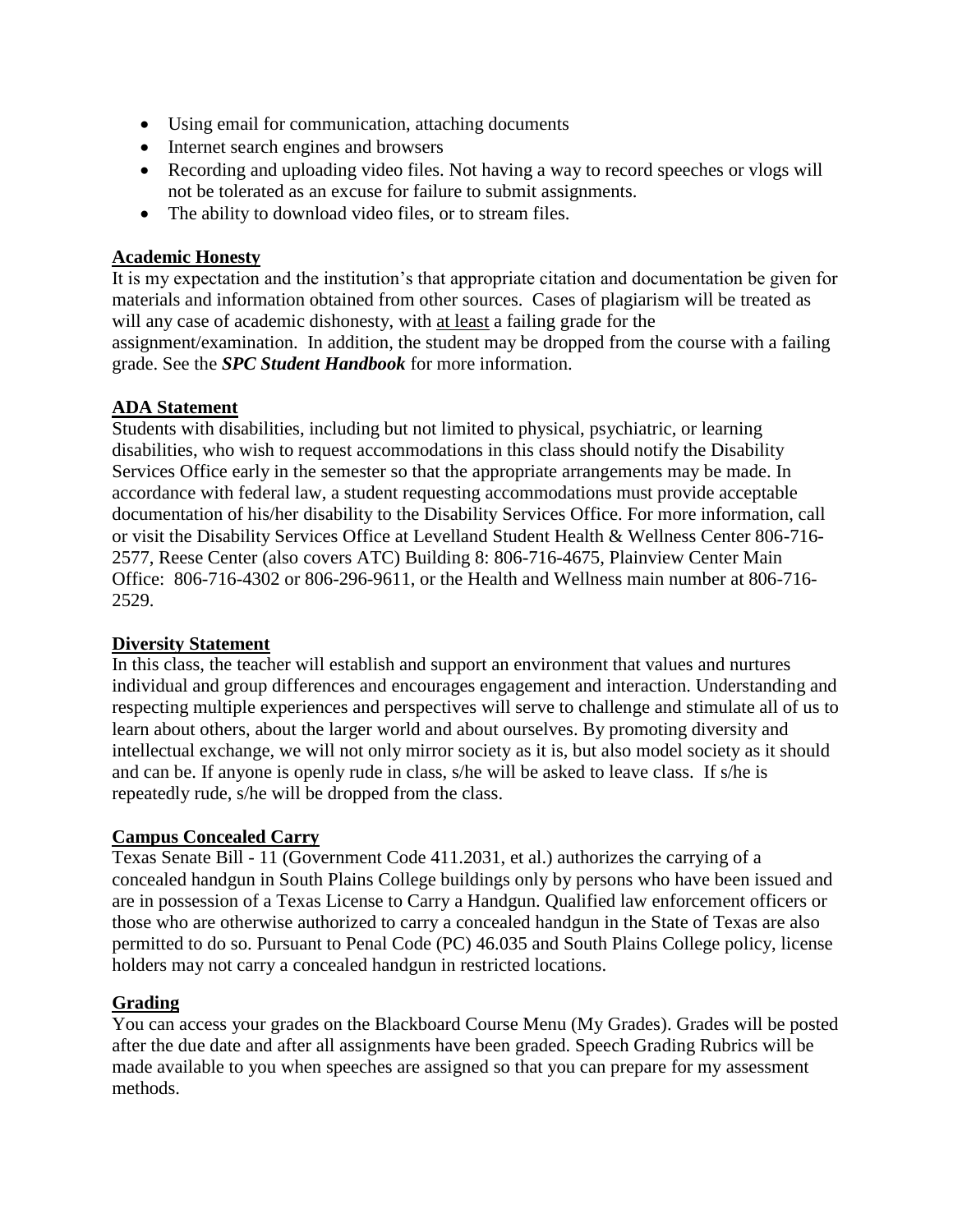- Using email for communication, attaching documents
- Internet search engines and browsers
- Recording and uploading video files. Not having a way to record speeches or vlogs will not be tolerated as an excuse for failure to submit assignments.
- The ability to download video files, or to stream files.

**Academic Honesty**

It is my expectation and the institution's that appropriate citation and documentation be given for materials and information obtained from other sources. Cases of plagiarism will be treated as will any case of academic dishonesty, with at least a failing grade for the assignment/examination. In addition, the student may be dropped from the course with a failing grade. See the ***SPC Student Handbook*** for more information.

**ADA Statement**

Students with disabilities, including but not limited to physical, psychiatric, or learning disabilities, who wish to request accommodations in this class should notify the Disability Services Office early in the semester so that the appropriate arrangements may be made. In accordance with federal law, a student requesting accommodations must provide acceptable documentation of his/her disability to the Disability Services Office. For more information, call or visit the Disability Services Office at Levelland Student Health & Wellness Center 806-716-2577, Reese Center (also covers ATC) Building 8: 806-716-4675, Plainview Center Main Office: 806-716-4302 or 806-296-9611, or the Health and Wellness main number at 806-716-2529.

**Diversity Statement**

In this class, the teacher will establish and support an environment that values and nurtures individual and group differences and encourages engagement and interaction. Understanding and respecting multiple experiences and perspectives will serve to challenge and stimulate all of us to learn about others, about the larger world and about ourselves. By promoting diversity and intellectual exchange, we will not only mirror society as it is, but also model society as it should and can be. If anyone is openly rude in class, s/he will be asked to leave class. If s/he is repeatedly rude, s/he will be dropped from the class.

**Campus Concealed Carry**

Texas Senate Bill - 11 (Government Code 411.2031, et al.) authorizes the carrying of a concealed handgun in South Plains College buildings only by persons who have been issued and are in possession of a Texas License to Carry a Handgun. Qualified law enforcement officers or those who are otherwise authorized to carry a concealed handgun in the State of Texas are also permitted to do so. Pursuant to Penal Code (PC) 46.035 and South Plains College policy, license holders may not carry a concealed handgun in restricted locations.

**Grading**

You can access your grades on the Blackboard Course Menu (My Grades). Grades will be posted after the due date and after all assignments have been graded. Speech Grading Rubrics will be made available to you when speeches are assigned so that you can prepare for my assessment methods.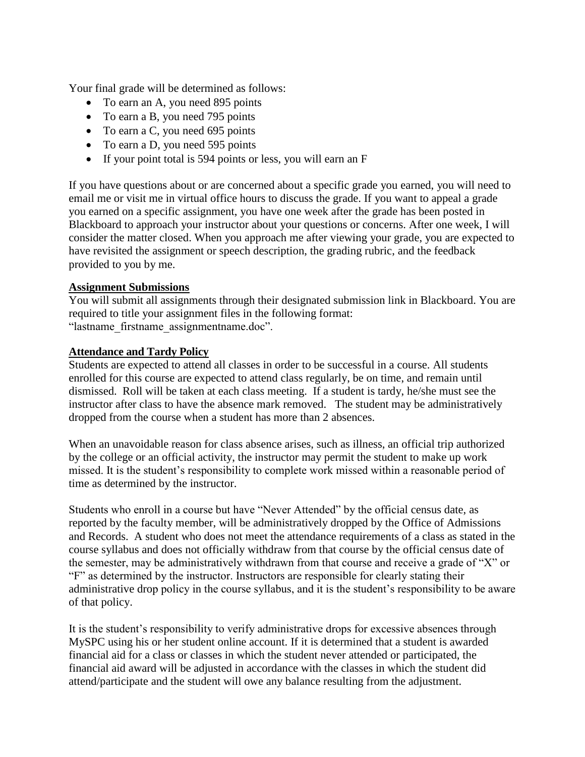Your final grade will be determined as follows:

- To earn an A, you need 895 points
- To earn a B, you need 795 points
- To earn a C, you need 695 points
- To earn a D, you need 595 points
- If your point total is 594 points or less, you will earn an F

If you have questions about or are concerned about a specific grade you earned, you will need to email me or visit me in virtual office hours to discuss the grade. If you want to appeal a grade you earned on a specific assignment, you have one week after the grade has been posted in Blackboard to approach your instructor about your questions or concerns. After one week, I will consider the matter closed. When you approach me after viewing your grade, you are expected to have revisited the assignment or speech description, the grading rubric, and the feedback provided to you by me.

**Assignment Submissions**

You will submit all assignments through their designated submission link in Blackboard. You are required to title your assignment files in the following format: "lastname_firstname_assignmentname.doc".

**Attendance and Tardy Policy**

Students are expected to attend all classes in order to be successful in a course. All students enrolled for this course are expected to attend class regularly, be on time, and remain until dismissed. Roll will be taken at each class meeting. If a student is tardy, he/she must see the instructor after class to have the absence mark removed. The student may be administratively dropped from the course when a student has more than 2 absences.

When an unavoidable reason for class absence arises, such as illness, an official trip authorized by the college or an official activity, the instructor may permit the student to make up work missed. It is the student's responsibility to complete work missed within a reasonable period of time as determined by the instructor.

Students who enroll in a course but have "Never Attended" by the official census date, as reported by the faculty member, will be administratively dropped by the Office of Admissions and Records. A student who does not meet the attendance requirements of a class as stated in the course syllabus and does not officially withdraw from that course by the official census date of the semester, may be administratively withdrawn from that course and receive a grade of "X" or "F" as determined by the instructor. Instructors are responsible for clearly stating their administrative drop policy in the course syllabus, and it is the student's responsibility to be aware of that policy.

It is the student's responsibility to verify administrative drops for excessive absences through MySPC using his or her student online account. If it is determined that a student is awarded financial aid for a class or classes in which the student never attended or participated, the financial aid award will be adjusted in accordance with the classes in which the student did attend/participate and the student will owe any balance resulting from the adjustment.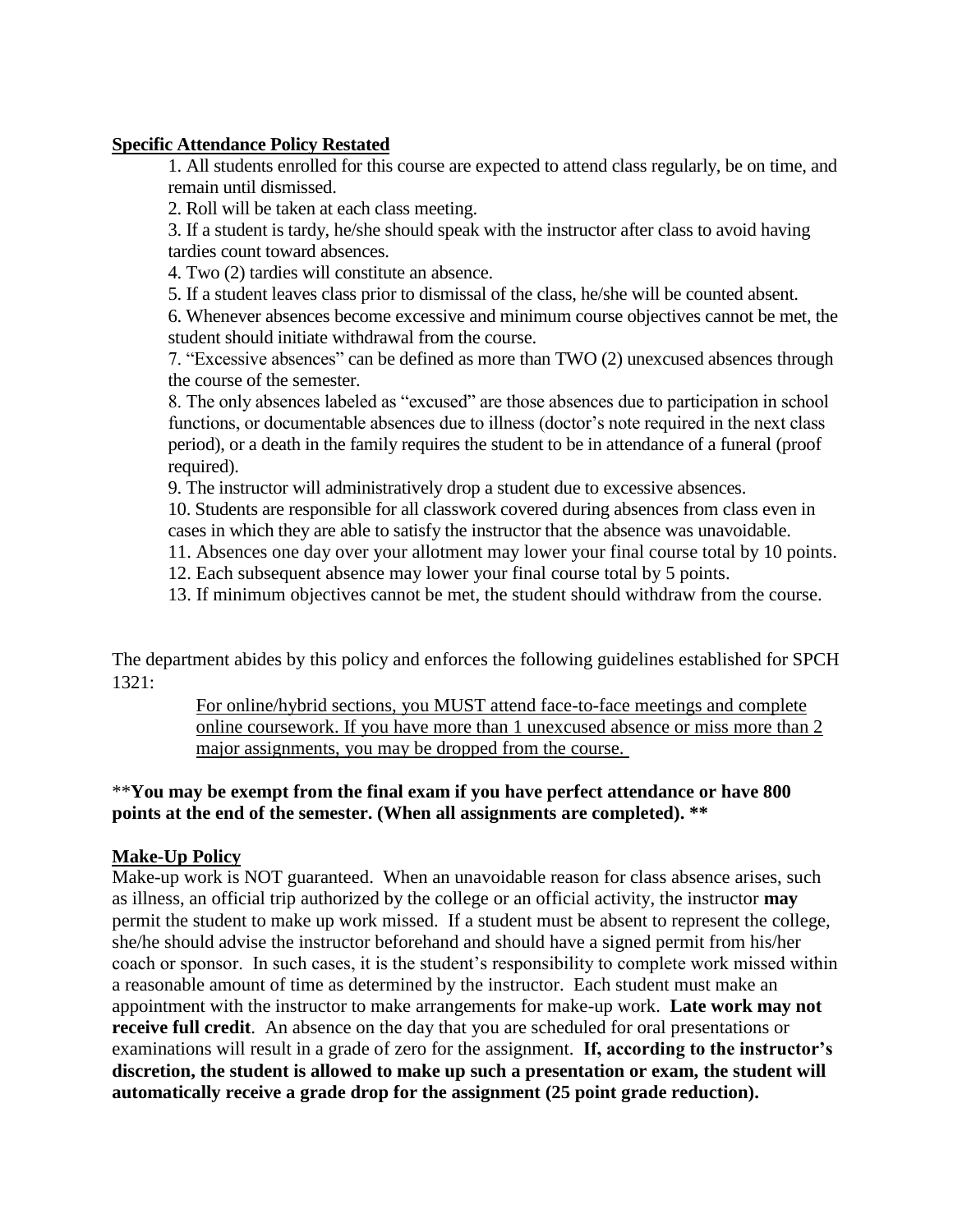**Specific Attendance Policy Restated**

1. All students enrolled for this course are expected to attend class regularly, be on time, and remain until dismissed.
2. Roll will be taken at each class meeting.
3. If a student is tardy, he/she should speak with the instructor after class to avoid having tardies count toward absences.
4. Two (2) tardies will constitute an absence.
5. If a student leaves class prior to dismissal of the class, he/she will be counted absent.
6. Whenever absences become excessive and minimum course objectives cannot be met, the student should initiate withdrawal from the course.
7. "Excessive absences" can be defined as more than TWO (2) unexcused absences through the course of the semester.
8. The only absences labeled as "excused" are those absences due to participation in school functions, or documentable absences due to illness (doctor's note required in the next class period), or a death in the family requires the student to be in attendance of a funeral (proof required).
9. The instructor will administratively drop a student due to excessive absences.
10. Students are responsible for all classwork covered during absences from class even in cases in which they are able to satisfy the instructor that the absence was unavoidable.
11. Absences one day over your allotment may lower your final course total by 10 points.
12. Each subsequent absence may lower your final course total by 5 points.
13. If minimum objectives cannot be met, the student should withdraw from the course.

The department abides by this policy and enforces the following guidelines established for SPCH 1321:

> <u>For online/hybrid sections, you MUST attend face-to-face meetings and complete online coursework. If you have more than 1 unexcused absence or miss more than 2 major assignments, you may be dropped from the course.</u>

\*\***You may be exempt from the final exam if you have perfect attendance or have 800 points at the end of the semester. (When all assignments are completed). \*\***

**Make-Up Policy**

Make-up work is NOT guaranteed. When an unavoidable reason for class absence arises, such as illness, an official trip authorized by the college or an official activity, the instructor **may** permit the student to make up work missed. If a student must be absent to represent the college, she/he should advise the instructor beforehand and should have a signed permit from his/her coach or sponsor. In such cases, it is the student's responsibility to complete work missed within a reasonable amount of time as determined by the instructor. Each student must make an appointment with the instructor to make arrangements for make-up work. **Late work may not receive full credit**. An absence on the day that you are scheduled for oral presentations or examinations will result in a grade of zero for the assignment. **If, according to the instructor's discretion, the student is allowed to make up such a presentation or exam, the student will automatically receive a grade drop for the assignment (25 point grade reduction).**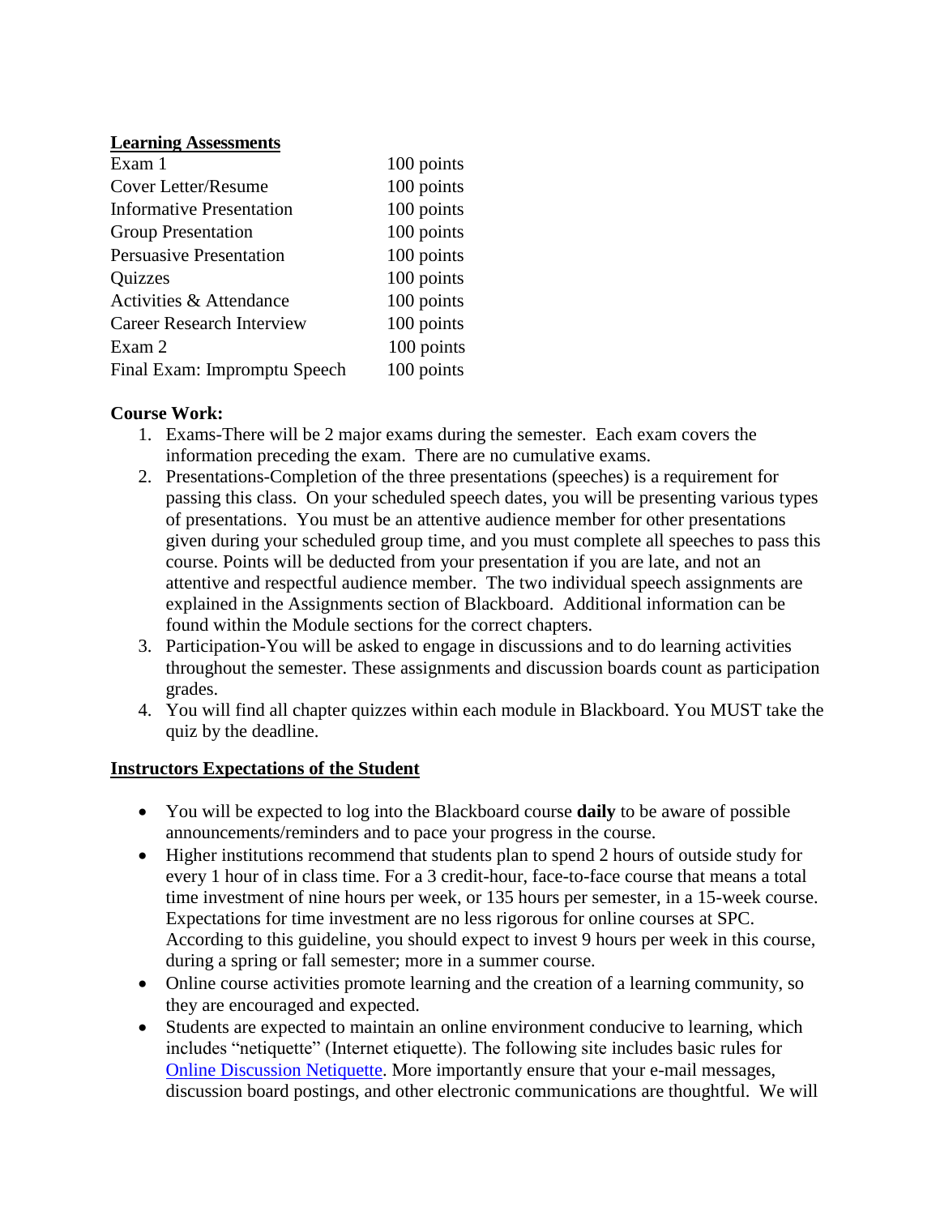**Learning Assessments**

| | |
|---|---|
| Exam 1 | 100 points |
| Cover Letter/Resume | 100 points |
| Informative Presentation | 100 points |
| Group Presentation | 100 points |
| Persuasive Presentation | 100 points |
| Quizzes | 100 points |
| Activities & Attendance | 100 points |
| Career Research Interview | 100 points |
| Exam 2 | 100 points |
| Final Exam: Impromptu Speech | 100 points |

**Course Work:**

1. Exams-There will be 2 major exams during the semester. Each exam covers the information preceding the exam. There are no cumulative exams.
2. Presentations-Completion of the three presentations (speeches) is a requirement for passing this class. On your scheduled speech dates, you will be presenting various types of presentations. You must be an attentive audience member for other presentations given during your scheduled group time, and you must complete all speeches to pass this course. Points will be deducted from your presentation if you are late, and not an attentive and respectful audience member. The two individual speech assignments are explained in the Assignments section of Blackboard. Additional information can be found within the Module sections for the correct chapters.
3. Participation-You will be asked to engage in discussions and to do learning activities throughout the semester. These assignments and discussion boards count as participation grades.
4. You will find all chapter quizzes within each module in Blackboard. You MUST take the quiz by the deadline.

**Instructors Expectations of the Student**

- You will be expected to log into the Blackboard course **daily** to be aware of possible announcements/reminders and to pace your progress in the course.
- Higher institutions recommend that students plan to spend 2 hours of outside study for every 1 hour of in class time. For a 3 credit-hour, face-to-face course that means a total time investment of nine hours per week, or 135 hours per semester, in a 15-week course. Expectations for time investment are no less rigorous for online courses at SPC. According to this guideline, you should expect to invest 9 hours per week in this course, during a spring or fall semester; more in a summer course.
- Online course activities promote learning and the creation of a learning community, so they are encouraged and expected.
- Students are expected to maintain an online environment conducive to learning, which includes "netiquette" (Internet etiquette). The following site includes basic rules for Online Discussion Netiquette. More importantly ensure that your e-mail messages, discussion board postings, and other electronic communications are thoughtful. We will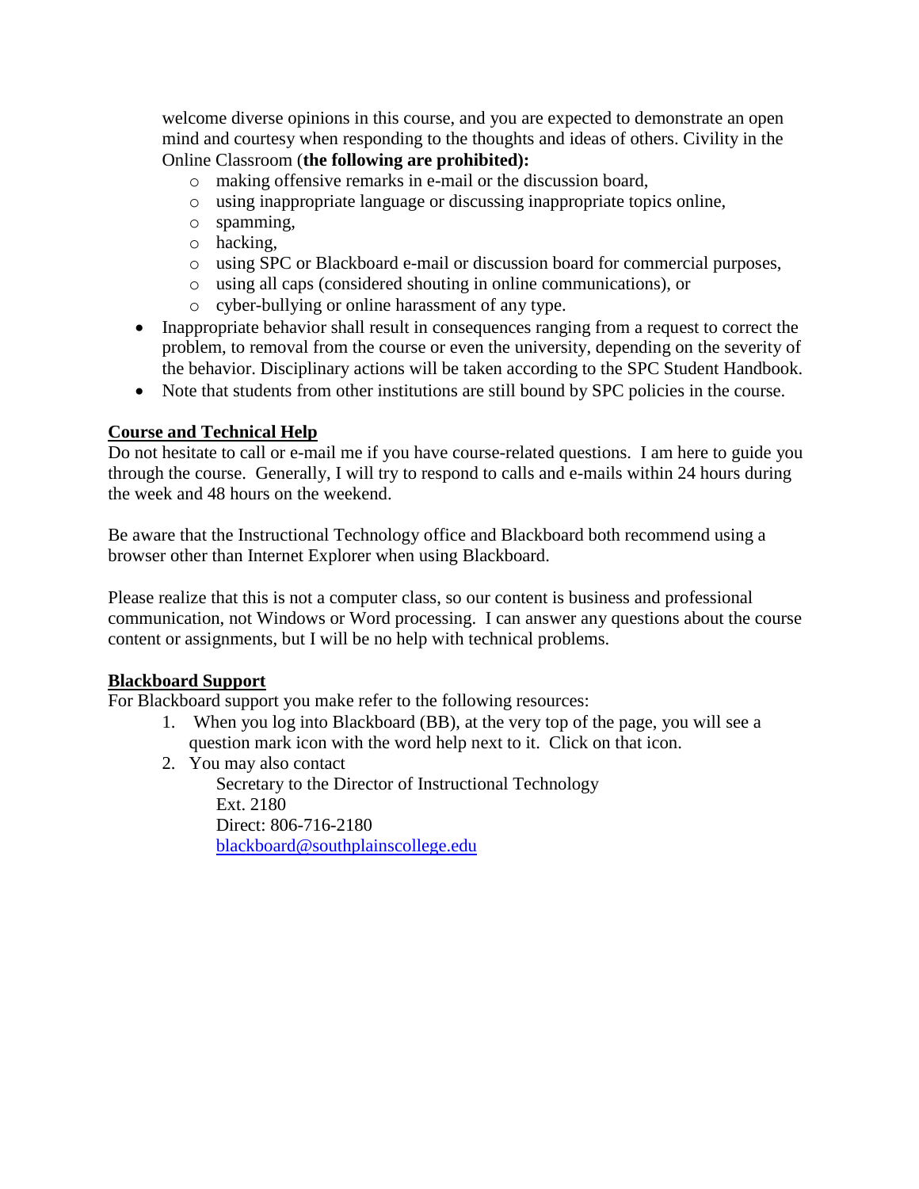welcome diverse opinions in this course, and you are expected to demonstrate an open mind and courtesy when responding to the thoughts and ideas of others. Civility in the Online Classroom (**the following are prohibited):**

   - making offensive remarks in e-mail or the discussion board,
   - using inappropriate language or discussing inappropriate topics online,
   - spamming,
   - hacking,
   - using SPC or Blackboard e-mail or discussion board for commercial purposes,
   - using all caps (considered shouting in online communications), or
   - cyber-bullying or online harassment of any type.

- Inappropriate behavior shall result in consequences ranging from a request to correct the problem, to removal from the course or even the university, depending on the severity of the behavior. Disciplinary actions will be taken according to the SPC Student Handbook.
- Note that students from other institutions are still bound by SPC policies in the course.

## Course and Technical Help

Do not hesitate to call or e-mail me if you have course-related questions. I am here to guide you through the course. Generally, I will try to respond to calls and e-mails within 24 hours during the week and 48 hours on the weekend.

Be aware that the Instructional Technology office and Blackboard both recommend using a browser other than Internet Explorer when using Blackboard.

Please realize that this is not a computer class, so our content is business and professional communication, not Windows or Word processing. I can answer any questions about the course content or assignments, but I will be no help with technical problems.

## Blackboard Support

For Blackboard support you make refer to the following resources:

1. When you log into Blackboard (BB), at the very top of the page, you will see a question mark icon with the word help next to it. Click on that icon.
2. You may also contact

   Secretary to the Director of Instructional Technology  
   Ext. 2180  
   Direct: 806-716-2180  
   blackboard@southplainscollege.edu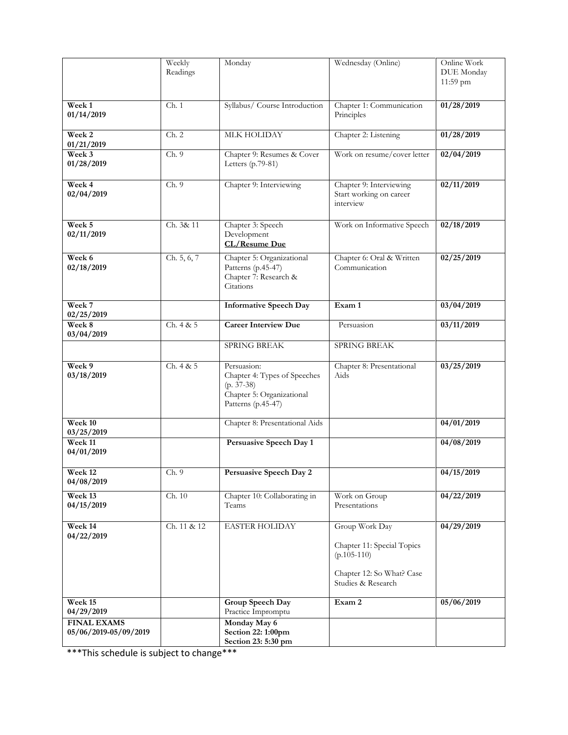| | Weekly Readings | Monday | Wednesday (Online) | Online Work DUE Monday 11:59 pm |
|---|---|---|---|---|
| **Week 1** **01/14/2019** | Ch. 1 | Syllabus/ Course Introduction | Chapter 1: Communication Principles | **01/28/2019** |
| **Week 2** **01/21/2019** | Ch. 2 | MLK HOLIDAY | Chapter 2: Listening | **01/28/2019** |
| **Week 3** **01/28/2019** | Ch. 9 | Chapter 9: Resumes & Cover Letters (p.79-81) | Work on resume/cover letter | **02/04/2019** |
| **Week 4** **02/04/2019** | Ch. 9 | Chapter 9: Interviewing | Chapter 9: Interviewing Start working on career interview | **02/11/2019** |
| **Week 5** **02/11/2019** | Ch. 3& 11 | Chapter 3: Speech Development **CL/Resume Due** | Work on Informative Speech | **02/18/2019** |
| **Week 6** **02/18/2019** | Ch. 5, 6, 7 | Chapter 5: Organizational Patterns (p.45-47) Chapter 7: Research & Citations | Chapter 6: Oral & Written Communication | **02/25/2019** |
| **Week 7** **02/25/2019** | | **Informative Speech Day** | **Exam 1** | **03/04/2019** |
| **Week 8** **03/04/2019** | Ch. 4 & 5 | **Career Interview Due** | Persuasion | **03/11/2019** |
| | | SPRING BREAK | SPRING BREAK | |
| **Week 9** **03/18/2019** | Ch. 4 & 5 | Persuasion: Chapter 4: Types of Speeches (p. 37-38) Chapter 5: Organizational Patterns (p.45-47) | Chapter 8: Presentational Aids | **03/25/2019** |
| **Week 10** **03/25/2019** | | Chapter 8: Presentational Aids | | **04/01/2019** |
| **Week 11** **04/01/2019** | | **Persuasive Speech Day 1** | | **04/08/2019** |
| **Week 12** **04/08/2019** | Ch. 9 | **Persuasive Speech Day 2** | | **04/15/2019** |
| **Week 13** **04/15/2019** | Ch. 10 | Chapter 10: Collaborating in Teams | Work on Group Presentations | **04/22/2019** |
| **Week 14** **04/22/2019** | Ch. 11 & 12 | EASTER HOLIDAY | Group Work Day Chapter 11: Special Topics (p.105-110) Chapter 12: So What? Case Studies & Research | **04/29/2019** |
| **Week 15** **04/29/2019** | | **Group Speech Day** Practice Impromptu | **Exam 2** | **05/06/2019** |
| **FINAL EXAMS** **05/06/2019-05/09/2019** | | **Monday May 6** **Section 22: 1:00pm** **Section 23: 5:30 pm** | | |

\*\*\*This schedule is subject to change\*\*\*